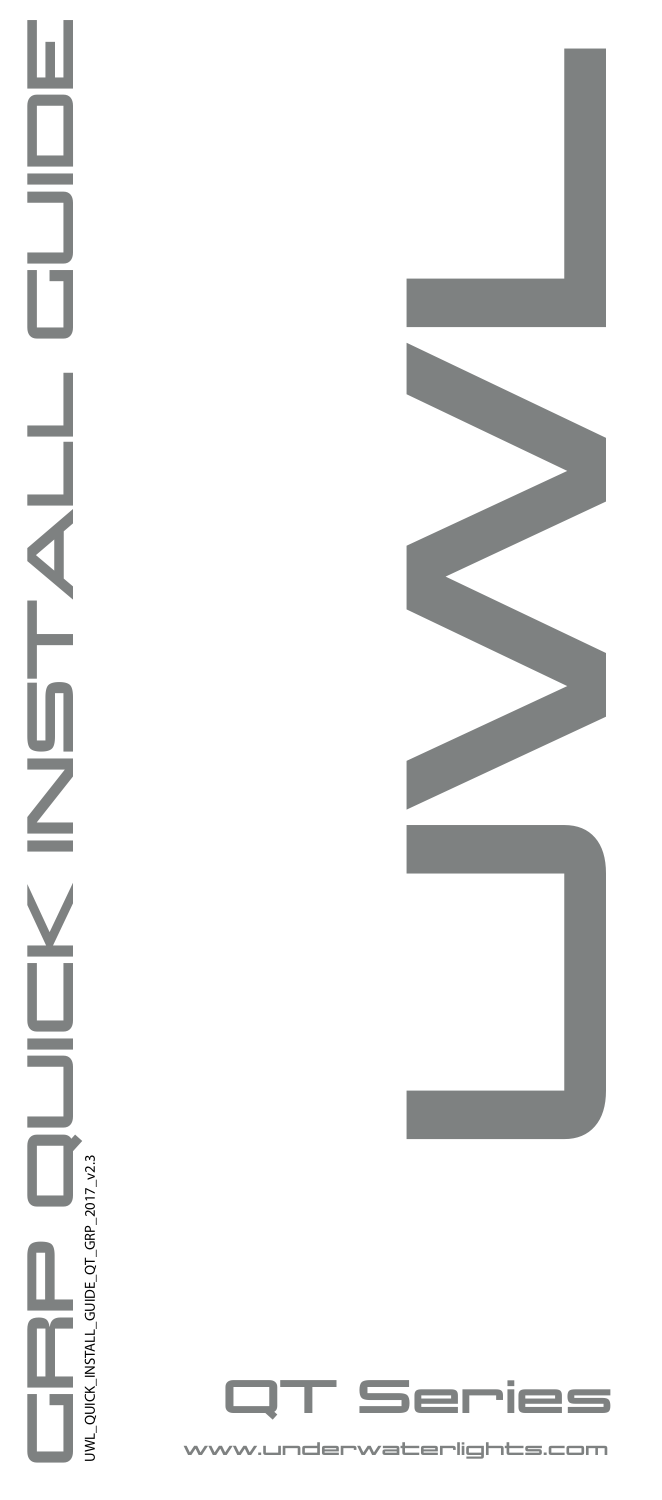# GRP QUICK INSTALL GUIDE

UWL_QUICK_INSTALL_GUIDE_QT_GRP_2017_v2.3

# UWL

## QT Series

www.underwaterlights.com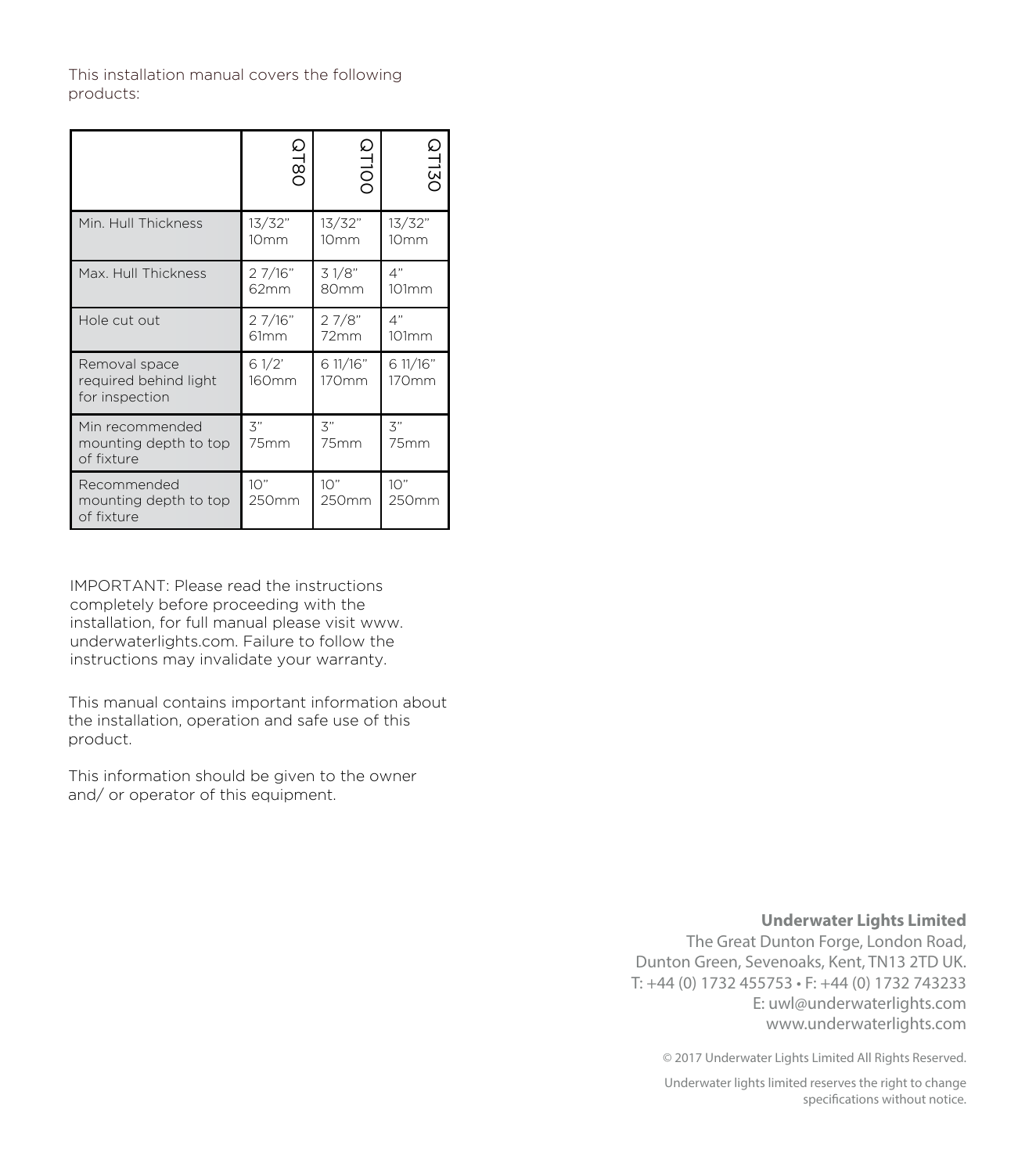This installation manual covers the following products:

| | QT80 | QT100 | QT130 |
|---|---|---|---|
| Min. Hull Thickness | 13/32" 10mm | 13/32" 10mm | 13/32" 10mm |
| Max. Hull Thickness | 2 7/16" 62mm | 3 1/8" 80mm | 4" 101mm |
| Hole cut out | 2 7/16" 61mm | 2 7/8" 72mm | 4" 101mm |
| Removal space required behind light for inspection | 6 1/2' 160mm | 6 11/16" 170mm | 6 11/16" 170mm |
| Min recommended mounting depth to top of fixture | 3" 75mm | 3" 75mm | 3" 75mm |
| Recommended mounting depth to top of fixture | 10" 250mm | 10" 250mm | 10" 250mm |

IMPORTANT: Please read the instructions completely before proceeding with the installation, for full manual please visit www.underwaterlights.com. Failure to follow the instructions may invalidate your warranty.

This manual contains important information about the installation, operation and safe use of this product.

This information should be given to the owner and/ or operator of this equipment.

**Underwater Lights Limited**
The Great Dunton Forge, London Road,
Dunton Green, Sevenoaks, Kent, TN13 2TD UK.
T: +44 (0) 1732 455753 • F: +44 (0) 1732 743233
E: uwl@underwaterlights.com
www.underwaterlights.com

© 2017 Underwater Lights Limited All Rights Reserved.

Underwater lights limited reserves the right to change specifications without notice.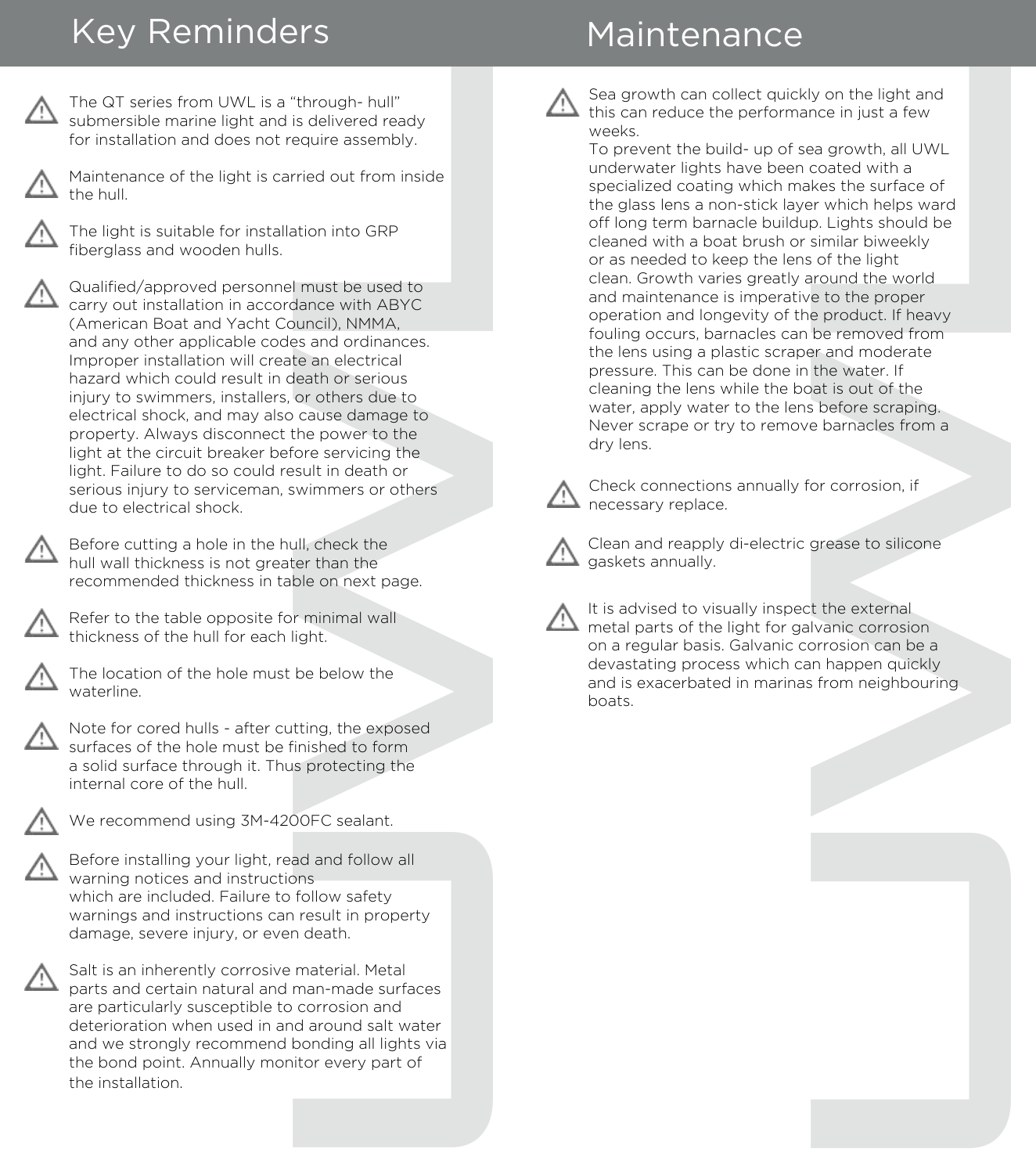## Key Reminders

- The QT series from UWL is a “through- hull” submersible marine light and is delivered ready for installation and does not require assembly.

- Maintenance of the light is carried out from inside the hull.

- The light is suitable for installation into GRP fiberglass and wooden hulls.

- Qualified/approved personnel must be used to carry out installation in accordance with ABYC (American Boat and Yacht Council), NMMA, and any other applicable codes and ordinances. Improper installation will create an electrical hazard which could result in death or serious injury to swimmers, installers, or others due to electrical shock, and may also cause damage to property. Always disconnect the power to the light at the circuit breaker before servicing the light. Failure to do so could result in death or serious injury to serviceman, swimmers or others due to electrical shock.

- Before cutting a hole in the hull, check the hull wall thickness is not greater than the recommended thickness in table on next page.

- Refer to the table opposite for minimal wall thickness of the hull for each light.

- The location of the hole must be below the waterline.

- Note for cored hulls - after cutting, the exposed surfaces of the hole must be finished to form a solid surface through it. Thus protecting the internal core of the hull.

- We recommend using 3M-4200FC sealant.

- Before installing your light, read and follow all warning notices and instructions which are included. Failure to follow safety warnings and instructions can result in property damage, severe injury, or even death.

- Salt is an inherently corrosive material. Metal parts and certain natural and man-made surfaces are particularly susceptible to corrosion and deterioration when used in and around salt water and we strongly recommend bonding all lights via the bond point. Annually monitor every part of the installation.

## Maintenance

- Sea growth can collect quickly on the light and this can reduce the performance in just a few weeks.
  To prevent the build- up of sea growth, all UWL underwater lights have been coated with a specialized coating which makes the surface of the glass lens a non-stick layer which helps ward off long term barnacle buildup. Lights should be cleaned with a boat brush or similar biweekly or as needed to keep the lens of the light clean. Growth varies greatly around the world and maintenance is imperative to the proper operation and longevity of the product. If heavy fouling occurs, barnacles can be removed from the lens using a plastic scraper and moderate pressure. This can be done in the water. If cleaning the lens while the boat is out of the water, apply water to the lens before scraping. Never scrape or try to remove barnacles from a dry lens.

- Check connections annually for corrosion, if necessary replace.

- Clean and reapply di-electric grease to silicone gaskets annually.

- It is advised to visually inspect the external metal parts of the light for galvanic corrosion on a regular basis. Galvanic corrosion can be a devastating process which can happen quickly and is exacerbated in marinas from neighbouring boats.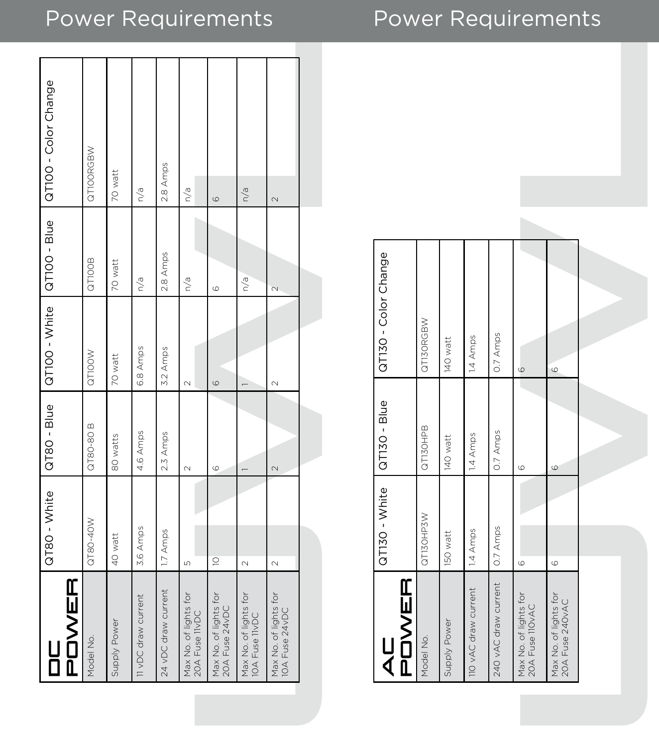# Power Requirements

| DC POWER | QT80 - White | QT80 - Blue | QT100 - White | QT100 - Blue | QT100 - Color Change |
|---|---|---|---|---|---|
| Model No. | QT80-40W | QT80-80 B | QT100W | QT100B | QT100RGBW |
| Supply Power | 40 watt | 80 watts | 70 watt | 70 watt | 70 watt |
| 11 vDC draw current | 3.6 Amps | 4.6 Amps | 6.8 Amps | n/a | n/a |
| 24 vDC draw current | 1.7 Amps | 2.3 Amps | 3.2 Amps | 2.8 Amps | 2.8 Amps |
| Max No. of lights for 20A Fuse 11vDC | 5 | 2 | 2 | n/a | n/a |
| Max No. of lights for 20A Fuse 24vDC | 10 | 6 | 6 | 6 | 6 |
| Max No. of lights for 10A Fuse 11vDC | 2 | 1 | 1 | n/a | n/a |
| Max No. of lights for 10A Fuse 24vDC | 2 | 2 | 2 | 2 | 2 |

# Power Requirements

| AC POWER | QT130 - White | QT130 - Blue | QT130 - Color Change |
|---|---|---|---|
| Model No. | QT130HP3W | QT130HPB | QT130RGBW |
| Supply Power | 150 watt | 140 watt | 140 watt |
| 110 vAC draw current | 1.4 Amps | 1.4 Amps | 1.4 Amps |
| 240 vAC draw current | 0.7 Amps | 0.7 Amps | 0.7 Amps |
| Max No. of lights for 20A Fuse 110vAC | 6 | 6 | 6 |
| Max No. of lights for 20A Fuse 240vAC | 6 | 6 | 6 |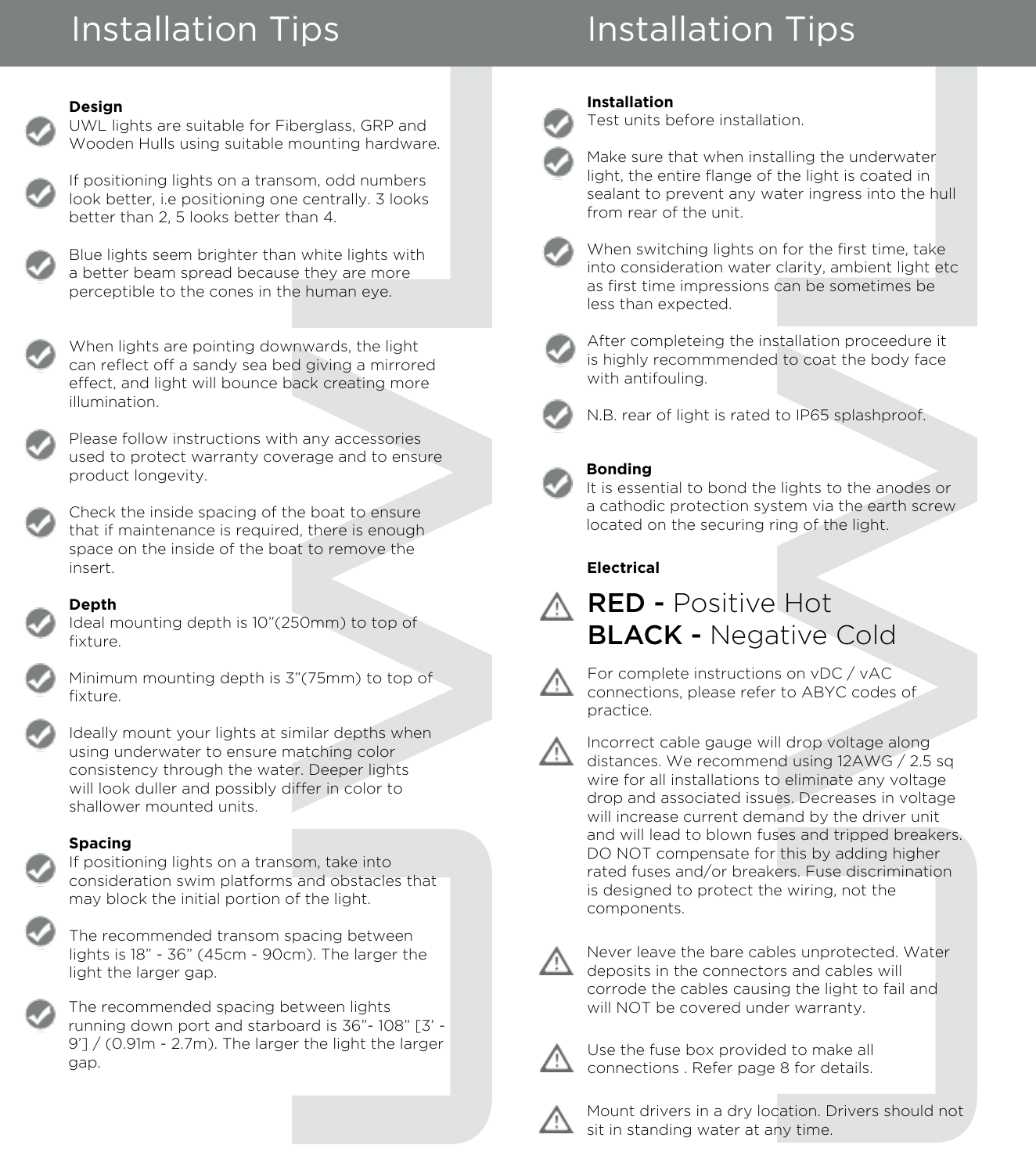# Installation Tips

### Design

- UWL lights are suitable for Fiberglass, GRP and Wooden Hulls using suitable mounting hardware.
- If positioning lights on a transom, odd numbers look better, i.e positioning one centrally. 3 looks better than 2, 5 looks better than 4.
- Blue lights seem brighter than white lights with a better beam spread because they are more perceptible to the cones in the human eye.
- When lights are pointing downwards, the light can reflect off a sandy sea bed giving a mirrored effect, and light will bounce back creating more illumination.
- Please follow instructions with any accessories used to protect warranty coverage and to ensure product longevity.
- Check the inside spacing of the boat to ensure that if maintenance is required, there is enough space on the inside of the boat to remove the insert.

### Depth

- Ideal mounting depth is 10”(250mm) to top of fixture.
- Minimum mounting depth is 3”(75mm) to top of fixture.
- Ideally mount your lights at similar depths when using underwater to ensure matching color consistency through the water. Deeper lights will look duller and possibly differ in color to shallower mounted units.

### Spacing

- If positioning lights on a transom, take into consideration swim platforms and obstacles that may block the initial portion of the light.
- The recommended transom spacing between lights is 18” - 36” (45cm - 90cm). The larger the light the larger gap.
- The recommended spacing between lights running down port and starboard is 36”- 108” [3’ - 9’] / (0.91m - 2.7m). The larger the light the larger gap.

# Installation Tips

### Installation

- Test units before installation.
- Make sure that when installing the underwater light, the entire flange of the light is coated in sealant to prevent any water ingress into the hull from rear of the unit.
- When switching lights on for the first time, take into consideration water clarity, ambient light etc as first time impressions can be sometimes be less than expected.
- After completeing the installation proceedure it is highly recommmended to coat the body face with antifouling.
- N.B. rear of light is rated to IP65 splashproof.

### Bonding

- It is essential to bond the lights to the anodes or a cathodic protection system via the earth screw located on the securing ring of the light.

### Electrical

- **RED -** Positive Hot
  **BLACK -** Negative Cold
- For complete instructions on vDC / vAC connections, please refer to ABYC codes of practice.
- Incorrect cable gauge will drop voltage along distances. We recommend using 12AWG / 2.5 sq wire for all installations to eliminate any voltage drop and associated issues. Decreases in voltage will increase current demand by the driver unit and will lead to blown fuses and tripped breakers. DO NOT compensate for this by adding higher rated fuses and/or breakers. Fuse discrimination is designed to protect the wiring, not the components.
- Never leave the bare cables unprotected. Water deposits in the connectors and cables will corrode the cables causing the light to fail and will NOT be covered under warranty.
- Use the fuse box provided to make all connections . Refer page 8 for details.
- Mount drivers in a dry location. Drivers should not sit in standing water at any time.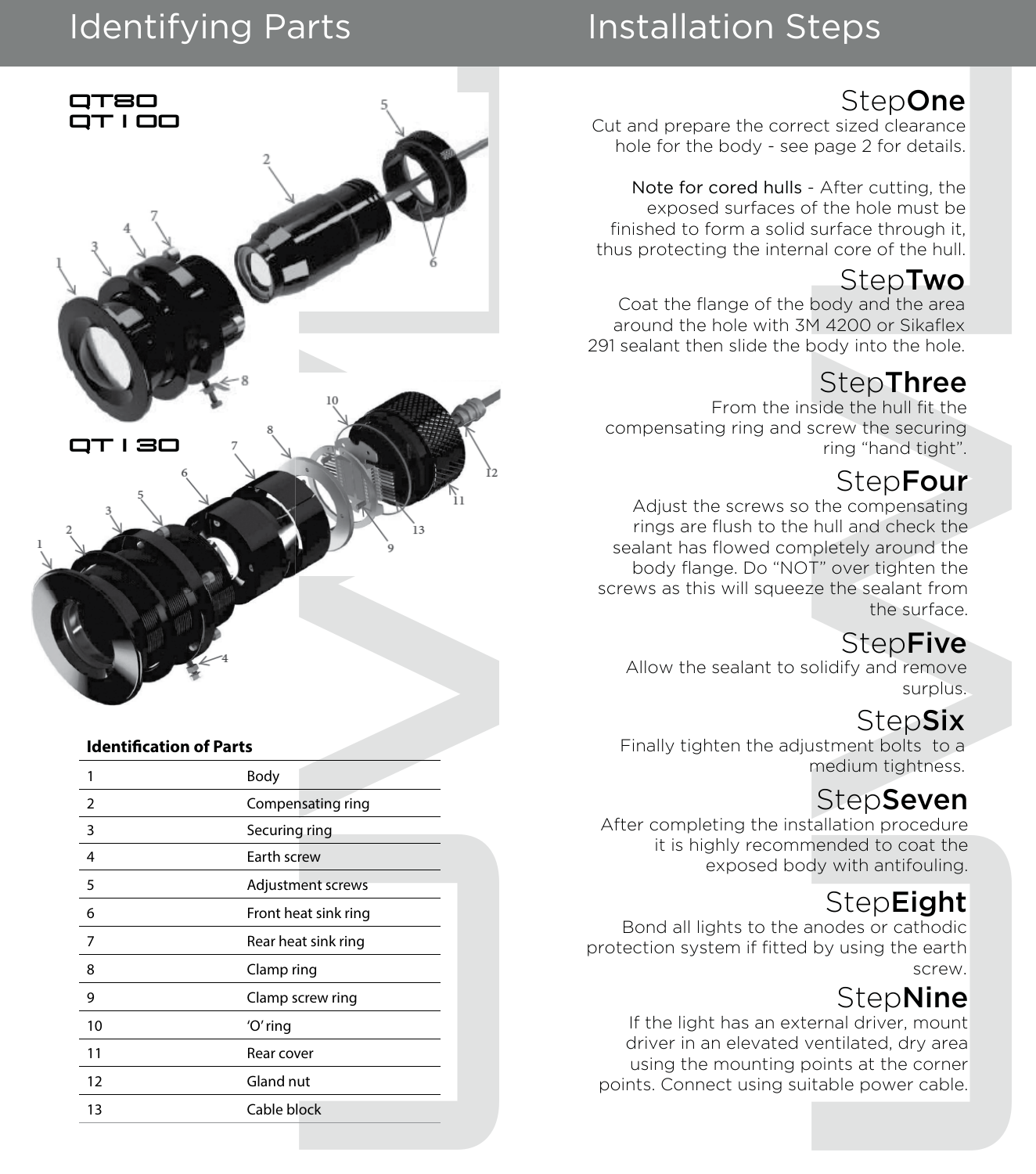## Identifying Parts

QT80
QT100

QT130

**Identification of Parts**

| | |
|---|---|
| 1 | Body |
| 2 | Compensating ring |
| 3 | Securing ring |
| 4 | Earth screw |
| 5 | Adjustment screws |
| 6 | Front heat sink ring |
| 7 | Rear heat sink ring |
| 8 | Clamp ring |
| 9 | Clamp screw ring |
| 10 | 'O' ring |
| 11 | Rear cover |
| 12 | Gland nut |
| 13 | Cable block |

## Installation Steps

### Step**One**

Cut and prepare the correct sized clearance hole for the body - see page 2 for details.

Note for cored hulls - After cutting, the exposed surfaces of the hole must be finished to form a solid surface through it, thus protecting the internal core of the hull.

### Step**Two**

Coat the flange of the body and the area around the hole with 3M 4200 or Sikaflex 291 sealant then slide the body into the hole.

### Step**Three**

From the inside the hull fit the compensating ring and screw the securing ring "hand tight".

### Step**Four**

Adjust the screws so the compensating rings are flush to the hull and check the sealant has flowed completely around the body flange. Do "NOT" over tighten the screws as this will squeeze the sealant from the surface.

### Step**Five**

Allow the sealant to solidify and remove surplus.

### Step**Six**

Finally tighten the adjustment bolts to a medium tightness.

### Step**Seven**

After completing the installation procedure it is highly recommended to coat the exposed body with antifouling.

### Step**Eight**

Bond all lights to the anodes or cathodic protection system if fitted by using the earth screw.

### Step**Nine**

If the light has an external driver, mount driver in an elevated ventilated, dry area using the mounting points at the corner points. Connect using suitable power cable.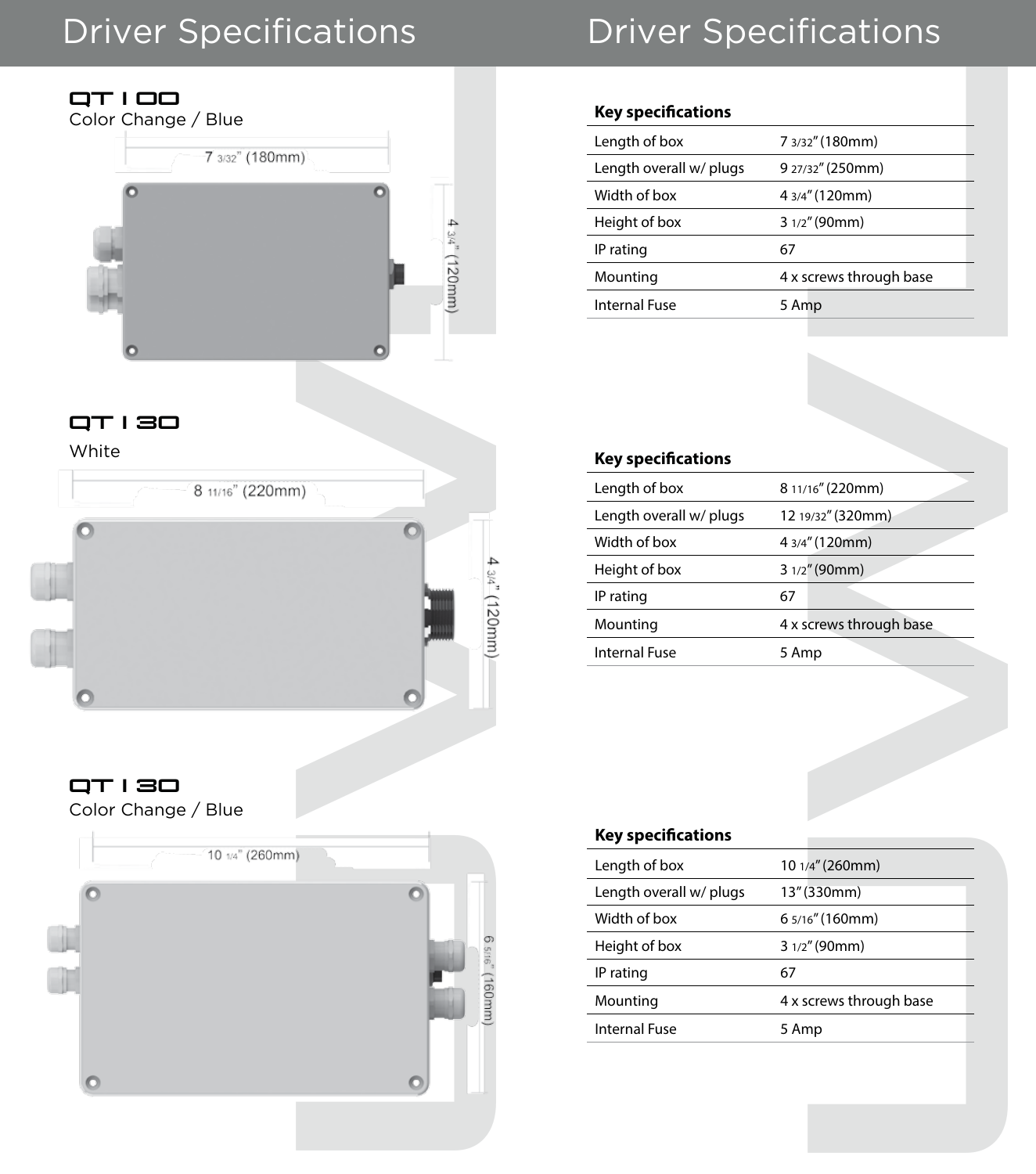# Driver Specifications

## QT100

Color Change / Blue

7 3/32" (180mm)

4 3/4" (120mm)

| Key specifications | |
|---|---|
| Length of box | 7 3/32" (180mm) |
| Length overall w/ plugs | 9 27/32" (250mm) |
| Width of box | 4 3/4" (120mm) |
| Height of box | 3 1/2" (90mm) |
| IP rating | 67 |
| Mounting | 4 x screws through base |
| Internal Fuse | 5 Amp |

## QT130

White

8 11/16" (220mm)

4 3/4" (120mm)

| Key specifications | |
|---|---|
| Length of box | 8 11/16" (220mm) |
| Length overall w/ plugs | 12 19/32" (320mm) |
| Width of box | 4 3/4" (120mm) |
| Height of box | 3 1/2" (90mm) |
| IP rating | 67 |
| Mounting | 4 x screws through base |
| Internal Fuse | 5 Amp |

## QT130

Color Change / Blue

10 1/4" (260mm)

6 5/16" (160mm)

| Key specifications | |
|---|---|
| Length of box | 10 1/4" (260mm) |
| Length overall w/ plugs | 13" (330mm) |
| Width of box | 6 5/16" (160mm) |
| Height of box | 3 1/2" (90mm) |
| IP rating | 67 |
| Mounting | 4 x screws through base |
| Internal Fuse | 5 Amp |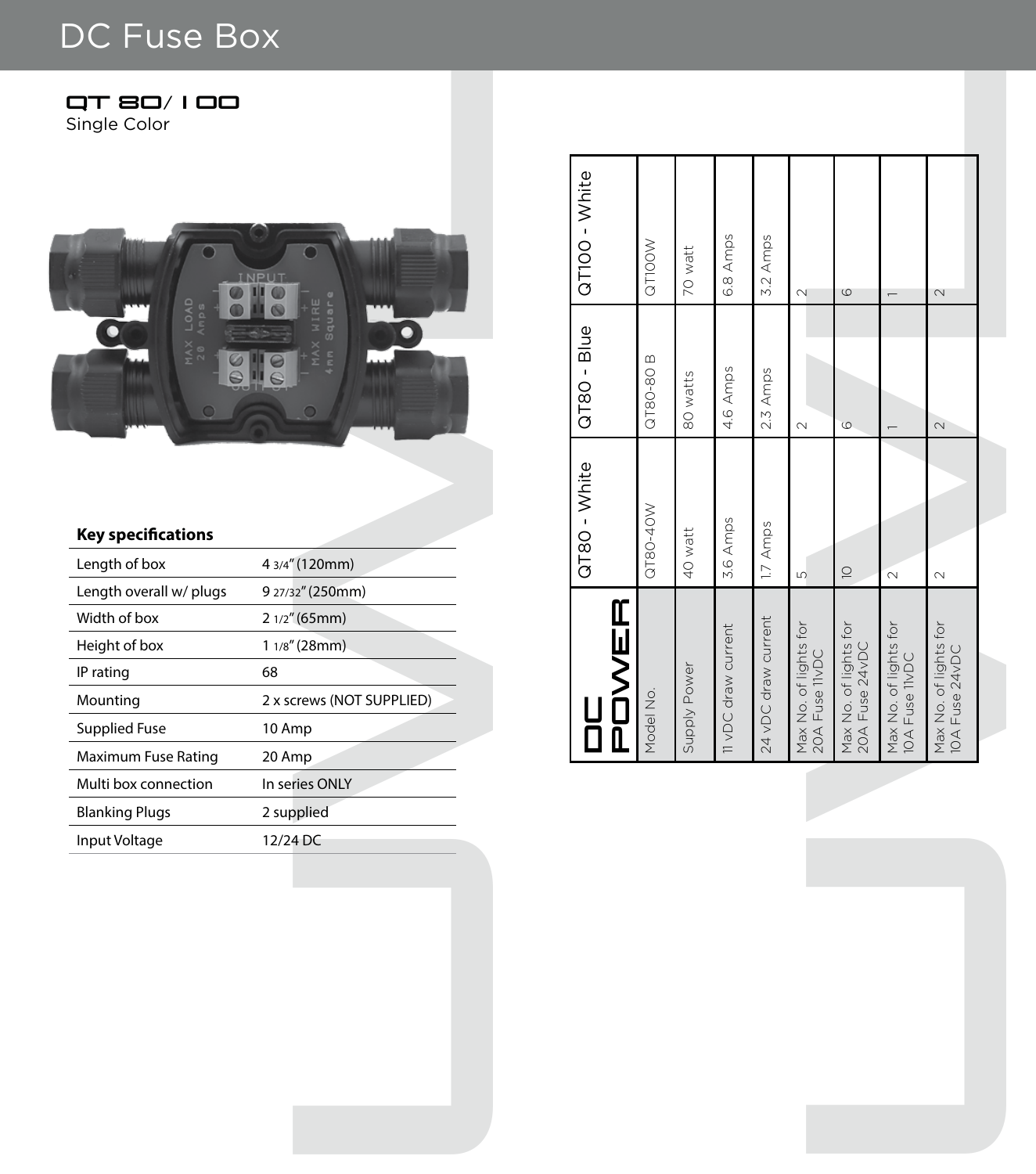# DC Fuse Box

## QT 80/ 100
Single Color

**Key specifications**

| | |
|---|---|
| Length of box | 4 3/4" (120mm) |
| Length overall w/ plugs | 9 27/32" (250mm) |
| Width of box | 2 1/2" (65mm) |
| Height of box | 1 1/8" (28mm) |
| IP rating | 68 |
| Mounting | 2 x screws (NOT SUPPLIED) |
| Supplied Fuse | 10 Amp |
| Maximum Fuse Rating | 20 Amp |
| Multi box connection | In series ONLY |
| Blanking Plugs | 2 supplied |
| Input Voltage | 12/24 DC |

| DC POWER | QT80 - White | QT80 - Blue | QT100 - White |
|---|---|---|---|
| Model No. | QT80-40W | QT80-80 B | QT100W |
| Supply Power | 40 watt | 80 watts | 70 watt |
| 11 vDC draw current | 3.6 Amps | 4.6 Amps | 6.8 Amps |
| 24 vDC draw current | 1.7 Amps | 2.3 Amps | 3.2 Amps |
| Max No. of lights for 20A Fuse 11vDC | 5 | 2 | 2 |
| Max No. of lights for 20A Fuse 24vDC | 10 | 6 | 6 |
| Max No. of lights for 10A Fuse 11vDC | 2 | 1 | 1 |
| Max No. of lights for 10A Fuse 24vDC | 2 | 2 | 2 |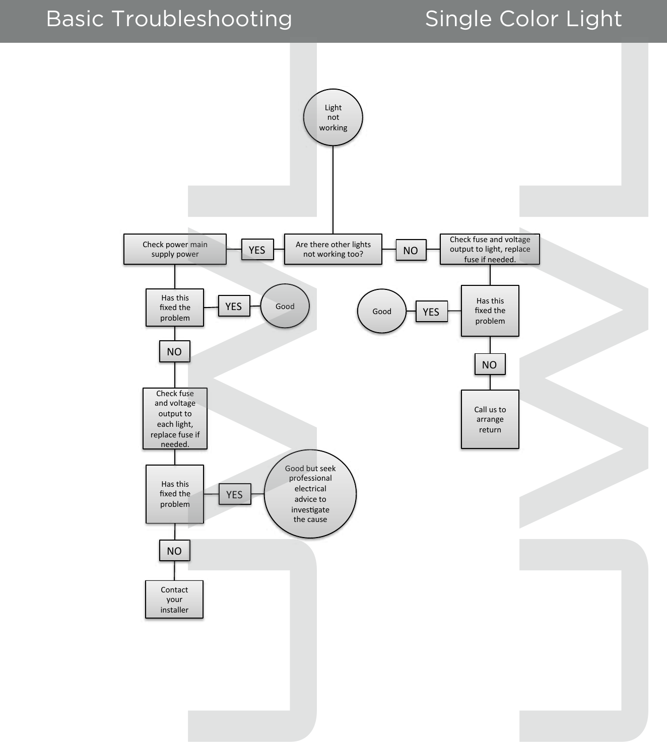# Basic Troubleshooting

## Single Color Light

Light not working

Are there other lights not working too?

- **YES** → Check power main supply power
  - Has this fixed the problem
    - **YES** → Good
    - **NO** → Check fuse and voltage output to each light, replace fuse if needed.
      - Has this fixed the problem
        - **YES** → Good but seek professional electrical advice to investigate the cause
        - **NO** → Contact your installer
- **NO** → Check fuse and voltage output to light, replace fuse if needed.
  - Has this fixed the problem
    - **YES** → Good
    - **NO** → Call us to arrange return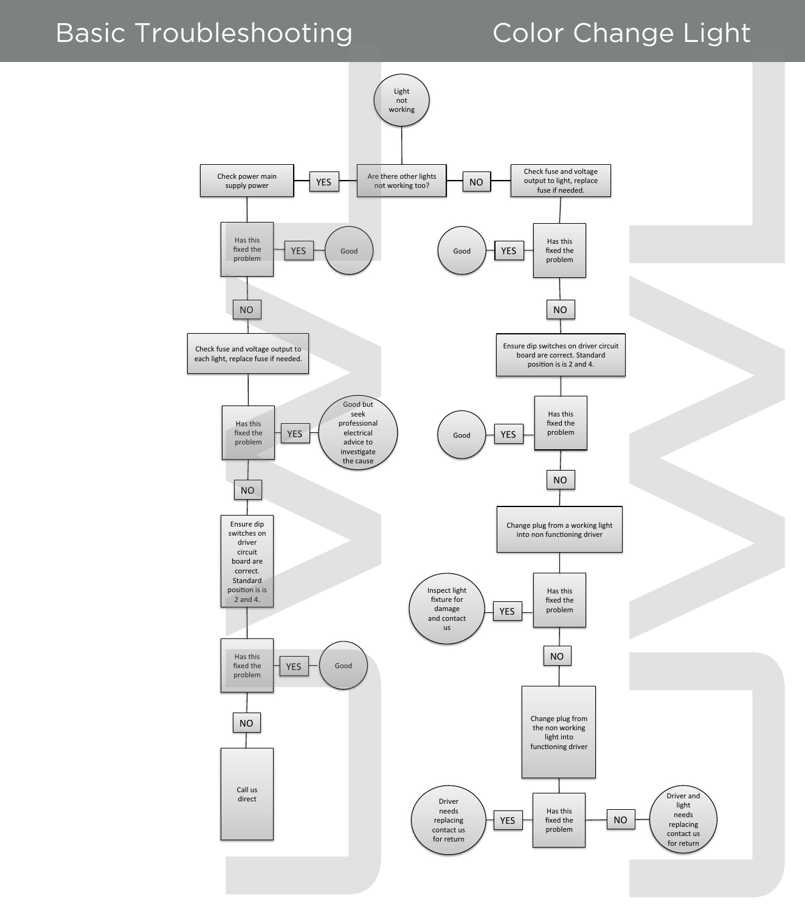# Basic Troubleshooting

## Color Change Light

- **Light not working**
- **Are there other lights not working too?**
  - **YES** → Check power main supply power
    - Has this fixed the problem
      - YES → Good
      - NO → Check fuse and voltage output to each light, replace fuse if needed.
        - Has this fixed the problem
          - YES → Good but seek professional electrical advice to investigate the cause
          - NO → Ensure dip switches on driver circuit board are correct. Standard position is is 2 and 4.
            - Has this fixed the problem
              - YES → Good
              - NO → Call us direct
  - **NO** → Check fuse and voltage output to light, replace fuse if needed.
    - Has this fixed the problem
      - YES → Good
      - NO → Ensure dip switches on driver circuit board are correct. Standard position is 2 and 4.
        - Has this fixed the problem
          - YES → Good
          - NO → Change plug from a working light into non functioning driver
            - Has this fixed the problem
              - YES → Inspect light fixture for damage and contact us
              - NO → Change plug from the non working light into functioning driver
                - Has this fixed the problem
                  - YES → Driver needs replacing contact us for return
                  - NO → Driver and light needs replacing contact us for return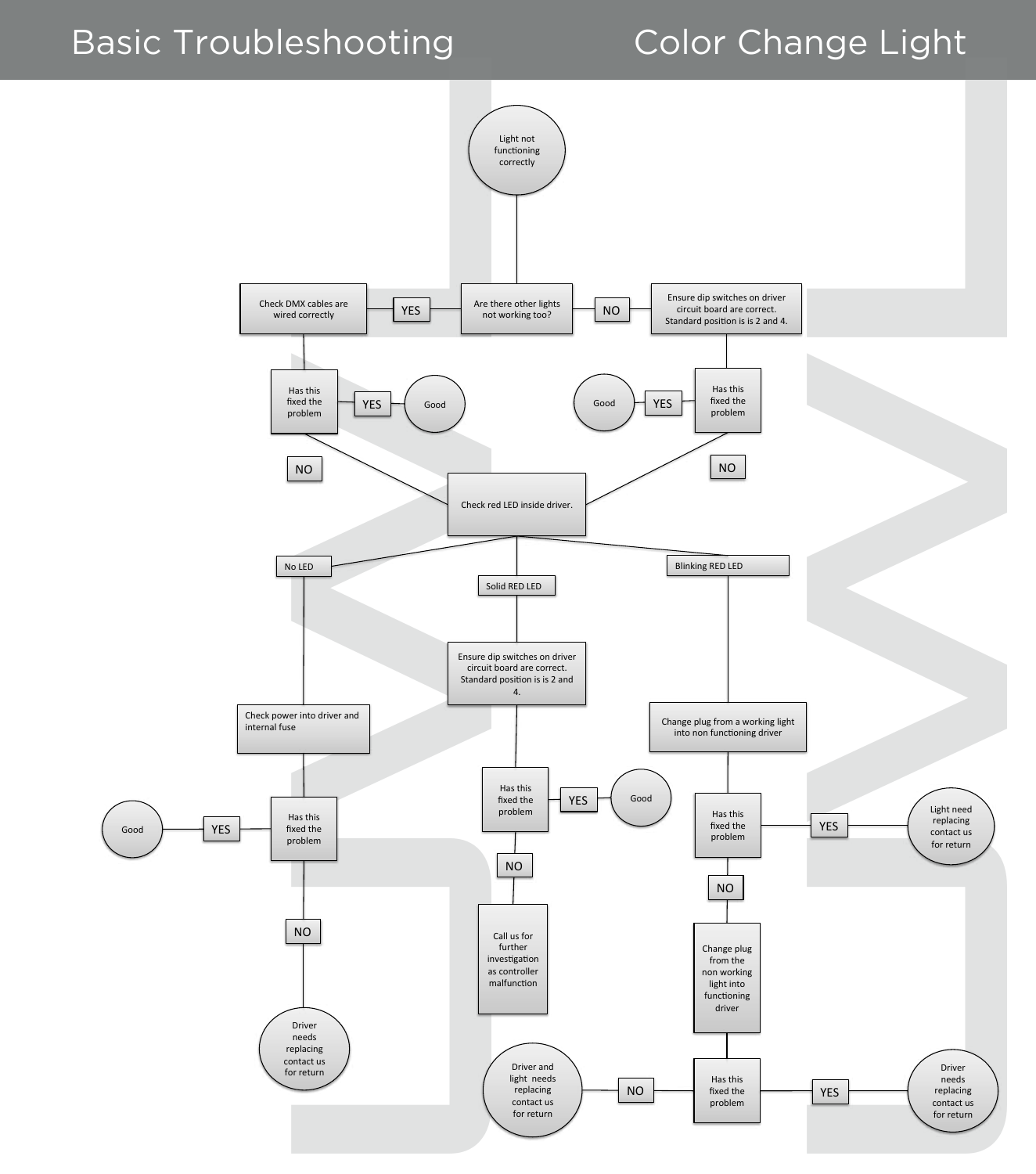# Basic Troubleshooting — Color Change Light

**Light not functioning correctly**

**Are there other lights not working too?**

- **YES** → Check DMX cables are wired correctly
  - Has this fixed the problem
    - **YES** → Good
    - **NO** → Check red LED inside driver.
- **NO** → Ensure dip switches on driver circuit board are correct. Standard position is is 2 and 4.
  - Has this fixed the problem
    - **YES** → Good
    - **NO** → Check red LED inside driver.

**Check red LED inside driver.**

- **No LED** → Check power into driver and internal fuse
  - Has this fixed the problem
    - **YES** → Good
    - **NO** → Driver needs replacing contact us for return
- **Solid RED LED** → Ensure dip switches on driver circuit board are correct. Standard position is is 2 and 4.
  - Has this fixed the problem
    - **YES** → Good
    - **NO** → Call us for further investigation as controller malfunction
- **Blinking RED LED** → Change plug from a working light into non functioning driver
  - Has this fixed the problem
    - **YES** → Light need replacing contact us for return
    - **NO** → Change plug from the non working light into functioning driver
      - Has this fixed the problem
        - **YES** → Driver needs replacing contact us for return
        - **NO** → Driver and light needs replacing contact us for return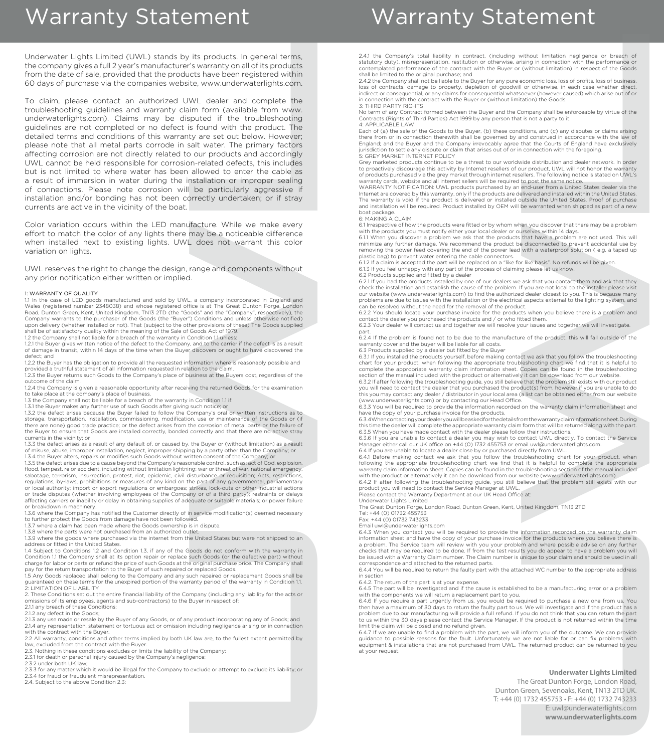# Warranty Statement

Underwater Lights Limited (UWL) stands by its products. In general terms, the company gives a full 2 year's manufacturer's warranty on all of its products from the date of sale, provided that the products have been registered within 60 days of purchase via the companies website, www.underwaterlights.com.

To claim, please contact an authorized UWL dealer and complete the troubleshooting guidelines and warranty claim form (available from www.underwaterlights.com). Claims may be disputed if the troubleshooting guidelines are not completed or no defect is found with the product. The detailed terms and conditions of this warranty are set out below. However; please note that all metal parts corrode in salt water. The primary factors affecting corrosion are not directly related to our products and accordingly UWL cannot be held responsible for corrosion-related defects, this includes but is not limited to where water has been allowed to enter the cable as a result of immersion in water during the installation or improper sealing of connections. Please note corrosion will be particularly aggressive if installation and/or bonding has not been correctly undertaken; or if stray currents are active in the vicinity of the boat.

Color variation occurs within the LED manufacture. While we make every effort to match the color of any lights there may be a noticeable difference when installed next to existing lights. UWL does not warrant this color variation on lights.

UWL reserves the right to change the design, range and components without any prior notification either written or implied.

1: WARRANTY OF QUALITY

1.1 In the case of LED goods manufactured and sold by UWL, a company incorporated in England and Wales (registered number 2348038) and whose registered office is at The Great Dunton Forge, London Road, Dunton Green, Kent, United Kingdom, TN13 2TD (the "Goods" and the "Company", respectively), the Company warrants to the purchaser of the Goods (the "Buyer") Conditions and unless otherwise notified) upon delivery (whether installed or not). That (subject to the other provisions of these) The Goods supplied shall be of satisfactory quality within the meaning of the Sale of Goods Act of 1979.

1.2 the Company shall not be liable for a breach of the warranty in Condition 1.1 unless:

1.2.1 the Buyer gives written notice of the defect to the Company, and to the carrier if the defect is as a result of damage in transit, within 14 days of the time when the Buyer discovers or ought to have discovered the defect; and

1.2.2 the Buyer has the obligation to provide all the requested information where is reasonably possible and provided a truthful statement of all information requested in relation to the claim.

1.2.3 the Buyer returns such Goods to the Company's place of business at the Buyers cost, regardless of the outcome of the claim.

1.2.4 the Company is given a reasonable opportunity after receiving the returned Goods for the examination to take place at the company's place of business.

1.3 the Company shall not be liable for a breach of the warranty in Condition 1.1 if:

1.3.1 the Buyer makes any further use of such Goods after giving such notice; or

1.3.2 the defect arises because the Buyer failed to follow the Company's oral or written instructions as to storage, transportation, installation, commissioning, modification, use or maintenance of the Goods or (if there are none) good trade practice; or the defect arises from the corrosion of metal parts or the failure of the Buyer to ensure that Goods are installed correctly, bonded correctly and that there are no active stray currents in the vicinity; or

1.3.3 the defect arises as a result of any default of, or caused by, the Buyer or (without limitation) as a result of misuse, abuse, improper installation, neglect, improper shipping by a party other than the Company; or

1.3.4 the Buyer alters, repairs or modifies such Goods without written consent of the Company; or

1.3.5 the defect arises due to a cause beyond the Company's reasonable control, such as: act of God, explosion, flood, tempest, re or accident, including without limitation lightning; war or threat of war, national emergency, sabotage, terrorism, insurrection, protest, riot, epidemic, civil disturbance or requisition; Acts, restrictions, regulations, by-laws, prohibitions or measures of any kind on the part of any governmental, parliamentary or local authority; import or export regulations or embargoes; strikes, lock-outs or other industrial actions or trade disputes (whether involving employees of the Company or of a third party); restraints or delays affecting carriers or inability or delay in obtaining supplies of adequate or suitable materials; or power failure or breakdown in machinery.

1.3.6 where the Company has notified the Customer directly of in service modification(s) deemed necessary to further protect the Goods from damage have not been followed.

1.3.7 where a claim has been made where the Goods ownership is in dispute.

1.3.8 where the parts were not purchased from an authorized outlet.

1.3.9 where the goods where purchased via the internet from the United States but were not shipped to an address or fitted in the United States.

1.4 Subject to Conditions 1.2 and Condition 1.3, if any of the Goods do not conform with the warranty in Condition 1.1 the Company shall at its option repair or replace such Goods (or the defective part) without charge for labor or parts or refund the price of such Goods at the original purchase price. The Company shall pay for the return transportation to the Buyer of such repaired or replaced Goods.

1.5 Any Goods replaced shall belong to the Company and any such repaired or replacement Goods shall be guaranteed on these terms for the unexpired portion of the warranty period of the warranty in Condition 1.1.

2: LIMITATION OF LIABILITY

2. These Conditions set out the entire financial liability of the Company (including any liability for the acts or omissions of its employees, agents and sub-contractors) to the Buyer in respect of:

2.1.1 any breach of these Conditions;

2.1.2 any defect in the Goods;

2.1.3 any use made or resale by the Buyer of any Goods, or of any product incorporating any of Goods; and

2.1.4 any representation, statement or tortious act or omission including negligence arising or in connection with the contract with the Buyer.

2.2 All warranty, conditions and other terms implied by both UK law are, to the fullest extent permitted by law, excluded from the contract with the Buyer.

2.3. Nothing in these conditions excludes or limits the liability of the Company;

2.3.1 for death or personal injury caused by the Company's negligence;

2.3.2 under both UK law;

2.3.3 for any matter which it would be illegal for the Company to exclude or attempt to exclude its liability; or

2.3.4 for fraud or fraudulent misrepresentation.

2.4. Subject to the above Condition 2.3:

2.4.1 the Company's total liability in contract, (including without limitation negligence or breach of statutory duty), misrepresentation, restitution or otherwise, arising in connection with the performance or contemplated performance of the contract with the Buyer or (without limitation) in respect of the Goods shall be limited to the original purchase; and

2.4.2 the Company shall not be liable to the Buyer for any pure economic loss, loss of profits, loss of business, loss of contracts, damage to property, depletion of goodwill or otherwise, in each case whether direct, indirect or consequential, or any claims for consequential whatsoever (however caused) which arise out of or in connection with the contract with the Buyer or (without limitation) the Goods.

3: THIRD PARTY RIGHTS

No term of any Contract formed between the Buyer and the Company shall be enforceable by virtue of the Contracts (Rights of Third Parties) Act 1999 by any person that is not a party to it.

4: APPLICABLE LAW

Each of (a) the sale of the Goods to the Buyer, (b) these conditions, and (c) any disputes or claims arising there from or in connection therewith shall be governed by and construed in accordance with the law of England; and the Buyer and the Company irrevocably agree that the Courts of England have exclusively jurisdiction to settle any dispute or claim that arises out of or in connection with the foregoing.

5: GREY MARKET INTERNET POLICY

Grey marketed products continue to be a threat to our worldwide distribution and dealer network. In order to proactively discourage this activity by Internet resellers of our product, UWL will not honor the warranty of products purchased via the grey market through internet resellers. The following notice is stated on UWL's warranty cards, website and all internet sellers will be required to post the same notice.

WARRANTY NOTIFICATION: UWL products purchased by an end-user from a United States dealer via the Internet are covered by this warranty, only if the products are delivered and installed within the United States. The warranty is void if the product is delivered or installed outside the United States. Proof of purchase and installation will be required. Product installed by OEM will be warranted when shipped as part of a new boat package.

6: MAKING A CLAIM

6.1 Irrespective of how the products were fitted or by whom when you discover that there may be a problem with the products you must notify either your local dealer or ourselves within 14 days.

6.1.1 When you discover a problem we ask that the products that have a problem are not used. This will minimize any further damage. We recommend the product be disconnected to prevent accidental use by removing the power feed covering the end of the power lead with a waterproof solution ( e.g. a taped up plastic bag) to prevent water entering the cable connectors.

6.1.2 If a claim is accepted the part will be replaced on a "like for like basis". No refunds will be given.

6.1.3 If you feel unhappy with any part of the process of claiming please let us know.

6.2 Products supplied and fitted by a dealer

6.2.1 If you had the products installed by one of our dealers we ask that you contact them and ask that they check the installation and establish the cause of the problem. If you are not local to the installer please visit our website (www.underwaterlights.com) to find the authorized dealer closest to you. This is because many problems are due to issues with the installation or the electrical aspects external to the lighting system, and can be resolved without the need for the removal of the product.

6.2.2 You should locate your purchase invoice for the products when you believe there is a problem and contact the dealer you purchased the products and / or who fitted them.

6.2.3 Your dealer will contact us and together we will resolve your issues and together we will investigate. part.

6.2.4 If the problem is found not to be due to the manufacture of the product, this will fall outside of the warranty cover and the buyer will be liable for all costs.

6.3 Products supplied by a dealer but fitted by the Buyer

6.3.1 If you installed the products yourself, before making contact we ask that you follow the troubleshooting chart for your product, when following the appropriate troubleshooting chart we find that it is helpful to complete the appropriate warranty claim information sheet. Copies can be found in the troubleshooting section of the manual included with the product or alternatively it can be download from our website.

6.3.2 If after following the troubleshooting guide, you still believe that the problem still exists with our product you will need to contact the dealer that you purchased the product(s) from, however if you are unable to do this you may contact any dealer / distributor in your local area (a list can be obtained either from our website (www.underwaterlights.com) or by contacting our Head Office.

6.3.3 You will be required to provide the information recorded on the warranty claim information sheet and have the copy of your purchase invoice for the products.

6.3.4 When contacting your dealer you will be asked for the details from the warranty claim information sheet. During this time the dealer will complete the appropriate warranty claim form that will be returned along with the part.

6.3.5 When you have made contact with the dealer please follow their instructions.

6.3.6 If you are unable to contact a dealer you may wish to contact UWL directly. To contact the Service Manager either call our UK office on +44 (0) 1732 455753 or email uwl@underwaterlights.com.

6.4 If you are unable to locate a dealer close by or purchased directly from UWL.

6.4.1 Before making contact we ask that you follow the troubleshooting chart for your product, when following the appropriate troubleshooting chart we find that it is helpful to complete the appropriate warranty claim information sheet. Copies can be found in the troubleshooting section of the manual included with the product or alternatively it can be download from our website (www.underwaterlights.com).

6.4.2 If after following the troubleshooting guide, you still believe that the problem still exists with our product you will need to contact the Service Manager at UWL.

Please contact the Warranty Department at our UK Head Office at:

Underwater Lights Limited

The Great Dunton Forge, London Road, Dunton Green, Kent, United Kingdom, TN13 2TD

Tel: +44 (0) 01732 455753

Fax: +44 (0) 01732 743233

Email uwl@underwaterlights.com

6.4.3 When you contact you will be required to provide the information recorded on the warranty claim information sheet and have the copy of your purchase invoice for the products where you believe there is a problem. The Service team will review with you your problem and where possible advise on any further checks that may be required to be done. If from the test results you do appear to have a problem you will be issued with a Warranty Claim number. The Claim number is unique to your claim and should be used in all correspondence and attached to the returned parts.

6.4.4 You will be required to return the faulty part with the attached WC number to the appropriate address in section

6.4.2. The return of the part is at your expense.

6.4.5 The part will be investigated and if the cause is established to be a manufacturing error or a problem with the components we will return a replacement part to you.

6.4.6 If you require a part urgently from us, you would be required to purchase a new one from us. You then have a maximum of 30 days to return the faulty part to us. We will investigate and if the product has a problem due to our manufacturing will provide a full refund. If you do not think that you can return the part to us within the 30 days please contact the Service Manager. If the product is not returned within the time limit the claim will be closed and no refund given.

6.4.7 If we are unable to find a problem with the part, we will inform you of the outcome. We can provide guidance to possible reasons for the fault. Unfortunately we are not liable for or can fix problems with equipment & installations that are not purchased from UWL. The returned product can be returned to you at your request.

**Underwater Lights Limited**
The Great Dunton Forge, London Road,
Dunton Green, Sevenoaks, Kent, TN13 2TD UK.
T: +44 (0) 1732 455753 • F: +44 (0) 1732 743233
E: uwl@underwaterlights.com
**www.underwaterlights.com**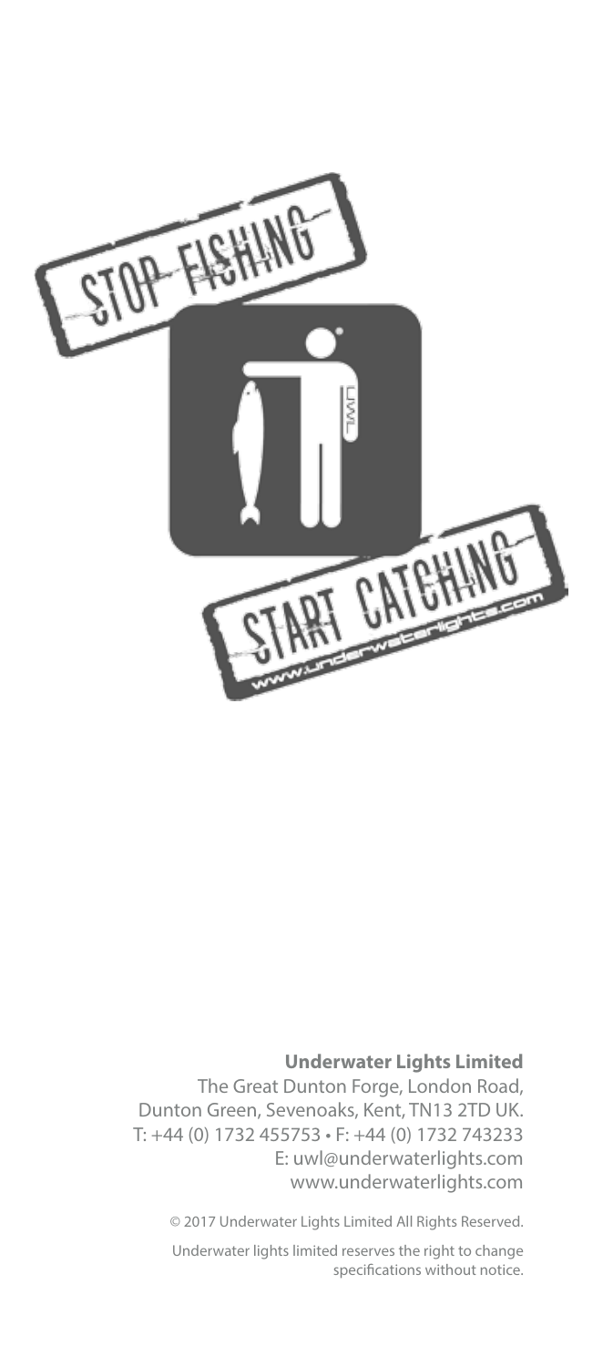STOP FISHING

START CATCHING

www.underwaterlights.com

**Underwater Lights Limited**
The Great Dunton Forge, London Road,
Dunton Green, Sevenoaks, Kent, TN13 2TD UK.
T: +44 (0) 1732 455753 • F: +44 (0) 1732 743233
E: uwl@underwaterlights.com
www.underwaterlights.com

© 2017 Underwater Lights Limited All Rights Reserved.

Underwater lights limited reserves the right to change specifications without notice.